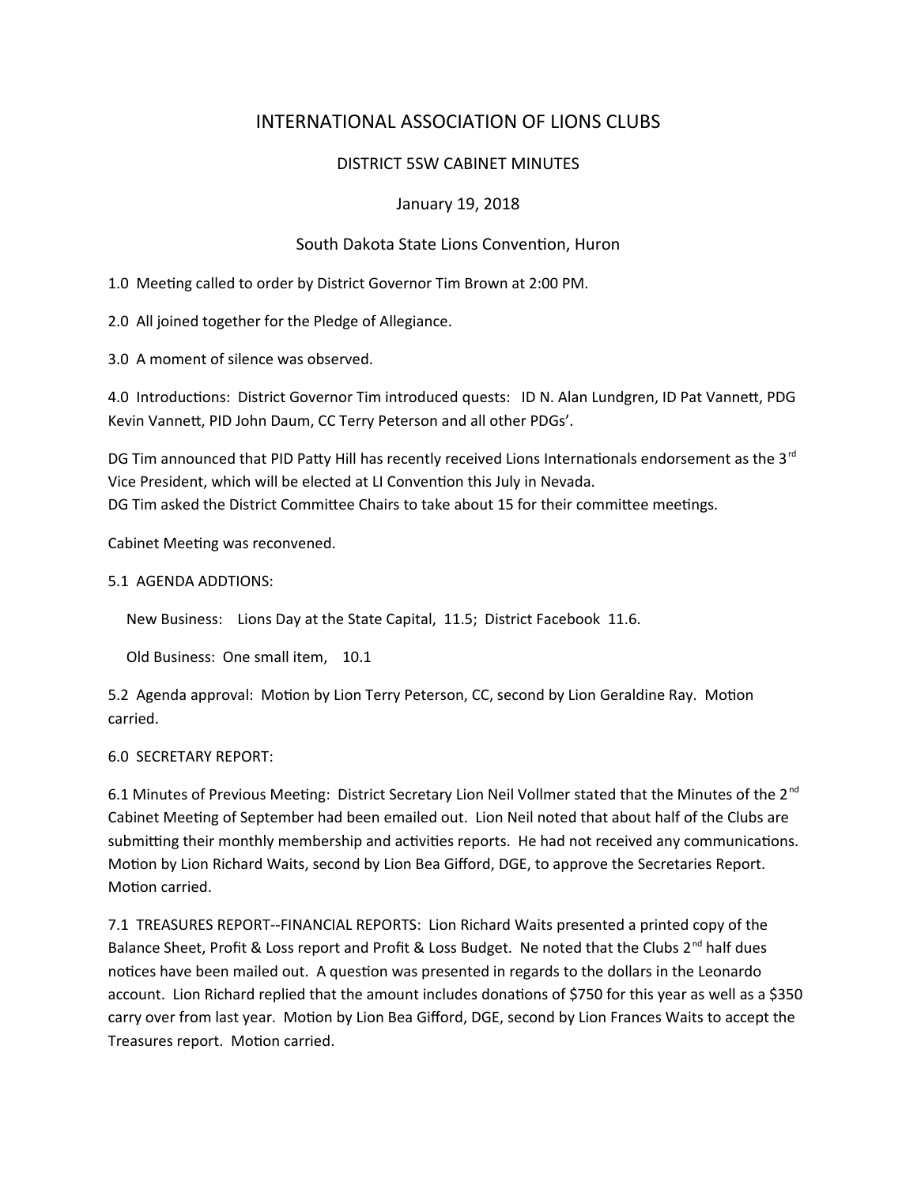# INTERNATIONAL ASSOCIATION OF LIONS CLUBS

## DISTRICT 5SW CABINET MINUTES

January 19, 2018

South Dakota State Lions Convention, Huron

1.0 Meeting called to order by District Governor Tim Brown at 2:00 PM.

2.0 All joined together for the Pledge of Allegiance.

3.0 A moment of silence was observed.

4.0 Introductions: District Governor Tim introduced quests: ID N. Alan Lundgren, ID Pat Vannett, PDG Kevin Vannett, PID John Daum, CC Terry Peterson and all other PDGs'.

DG Tim announced that PID Patty Hill has recently received Lions Internationals endorsement as the 3rd Vice President, which will be elected at LI Convention this July in Nevada.
DG Tim asked the District Committee Chairs to take about 15 for their committee meetings.

Cabinet Meeting was reconvened.

5.1 AGENDA ADDTIONS:

New Business: Lions Day at the State Capital, 11.5; District Facebook 11.6.

Old Business: One small item, 10.1

5.2 Agenda approval: Motion by Lion Terry Peterson, CC, second by Lion Geraldine Ray. Motion carried.

6.0 SECRETARY REPORT:

6.1 Minutes of Previous Meeting: District Secretary Lion Neil Vollmer stated that the Minutes of the 2nd Cabinet Meeting of September had been emailed out. Lion Neil noted that about half of the Clubs are submitting their monthly membership and activities reports. He had not received any communications. Motion by Lion Richard Waits, second by Lion Bea Gifford, DGE, to approve the Secretaries Report. Motion carried.

7.1 TREASURES REPORT--FINANCIAL REPORTS: Lion Richard Waits presented a printed copy of the Balance Sheet, Profit & Loss report and Profit & Loss Budget. Ne noted that the Clubs 2nd half dues notices have been mailed out. A question was presented in regards to the dollars in the Leonardo account. Lion Richard replied that the amount includes donations of $750 for this year as well as a $350 carry over from last year. Motion by Lion Bea Gifford, DGE, second by Lion Frances Waits to accept the Treasures report. Motion carried.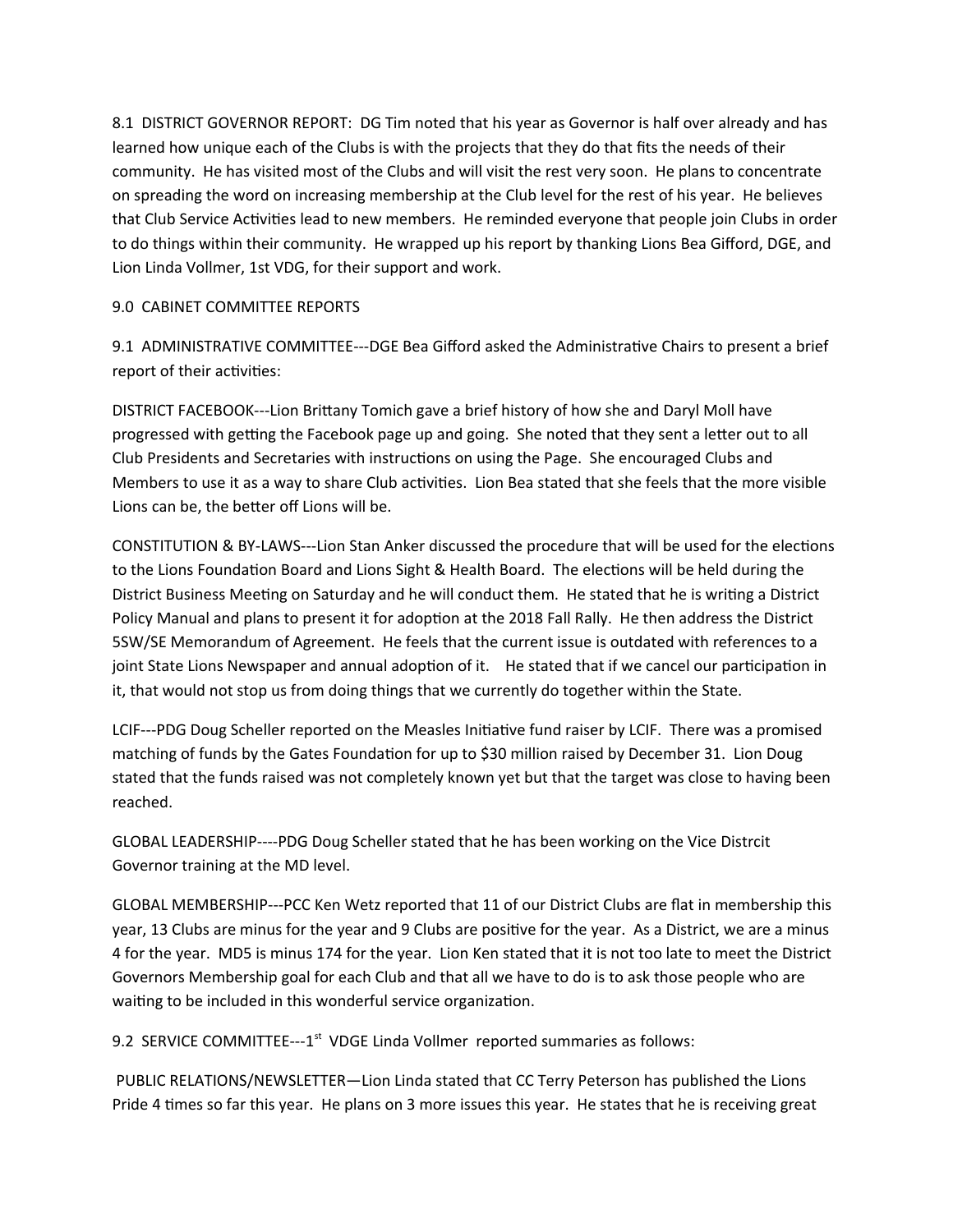8.1 DISTRICT GOVERNOR REPORT: DG Tim noted that his year as Governor is half over already and has learned how unique each of the Clubs is with the projects that they do that fits the needs of their community. He has visited most of the Clubs and will visit the rest very soon. He plans to concentrate on spreading the word on increasing membership at the Club level for the rest of his year. He believes that Club Service Activities lead to new members. He reminded everyone that people join Clubs in order to do things within their community. He wrapped up his report by thanking Lions Bea Gifford, DGE, and Lion Linda Vollmer, 1st VDG, for their support and work.

9.0 CABINET COMMITTEE REPORTS

9.1 ADMINISTRATIVE COMMITTEE---DGE Bea Gifford asked the Administrative Chairs to present a brief report of their activities:

DISTRICT FACEBOOK---Lion Brittany Tomich gave a brief history of how she and Daryl Moll have progressed with getting the Facebook page up and going. She noted that they sent a letter out to all Club Presidents and Secretaries with instructions on using the Page. She encouraged Clubs and Members to use it as a way to share Club activities. Lion Bea stated that she feels that the more visible Lions can be, the better off Lions will be.

CONSTITUTION & BY-LAWS---Lion Stan Anker discussed the procedure that will be used for the elections to the Lions Foundation Board and Lions Sight & Health Board. The elections will be held during the District Business Meeting on Saturday and he will conduct them. He stated that he is writing a District Policy Manual and plans to present it for adoption at the 2018 Fall Rally. He then address the District 5SW/SE Memorandum of Agreement. He feels that the current issue is outdated with references to a joint State Lions Newspaper and annual adoption of it. He stated that if we cancel our participation in it, that would not stop us from doing things that we currently do together within the State.

LCIF---PDG Doug Scheller reported on the Measles Initiative fund raiser by LCIF. There was a promised matching of funds by the Gates Foundation for up to $30 million raised by December 31. Lion Doug stated that the funds raised was not completely known yet but that the target was close to having been reached.

GLOBAL LEADERSHIP----PDG Doug Scheller stated that he has been working on the Vice Distrcit Governor training at the MD level.

GLOBAL MEMBERSHIP---PCC Ken Wetz reported that 11 of our District Clubs are flat in membership this year, 13 Clubs are minus for the year and 9 Clubs are positive for the year. As a District, we are a minus 4 for the year. MD5 is minus 174 for the year. Lion Ken stated that it is not too late to meet the District Governors Membership goal for each Club and that all we have to do is to ask those people who are waiting to be included in this wonderful service organization.

9.2 SERVICE COMMITTEE---1st VDGE Linda Vollmer reported summaries as follows:

PUBLIC RELATIONS/NEWSLETTER—Lion Linda stated that CC Terry Peterson has published the Lions Pride 4 times so far this year. He plans on 3 more issues this year. He states that he is receiving great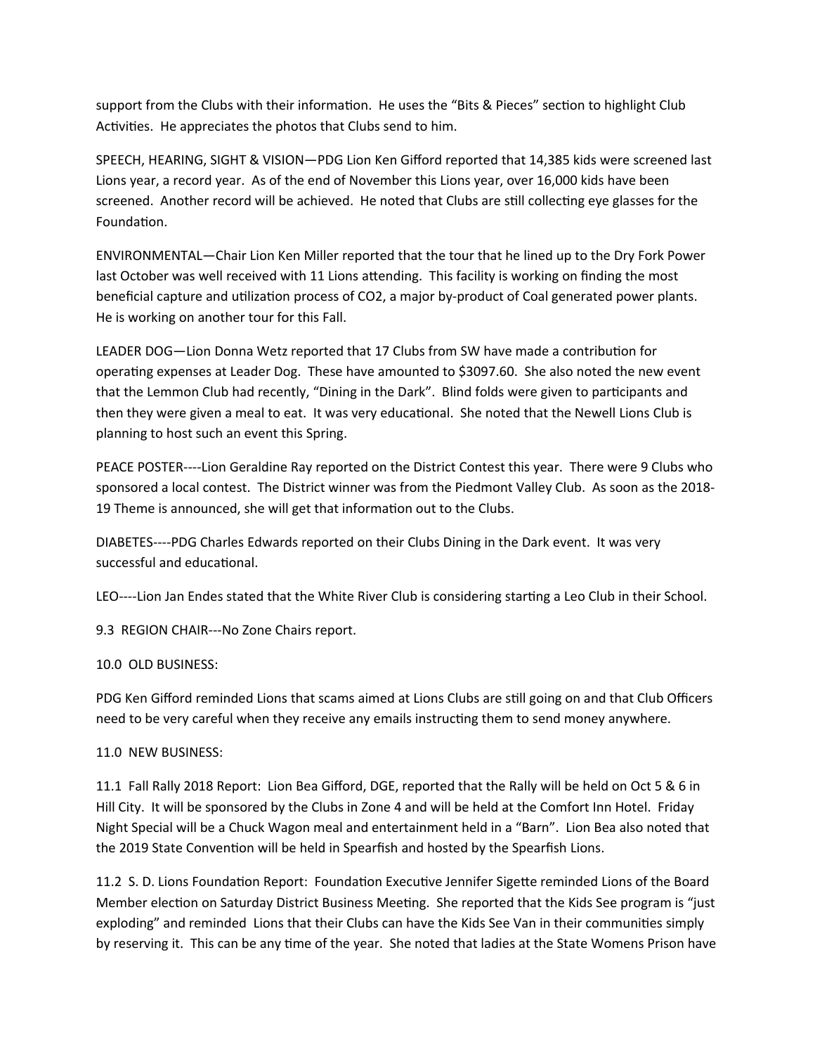support from the Clubs with their information. He uses the "Bits & Pieces" section to highlight Club Activities. He appreciates the photos that Clubs send to him.

SPEECH, HEARING, SIGHT & VISION—PDG Lion Ken Gifford reported that 14,385 kids were screened last Lions year, a record year. As of the end of November this Lions year, over 16,000 kids have been screened. Another record will be achieved. He noted that Clubs are still collecting eye glasses for the Foundation.

ENVIRONMENTAL—Chair Lion Ken Miller reported that the tour that he lined up to the Dry Fork Power last October was well received with 11 Lions attending. This facility is working on finding the most beneficial capture and utilization process of $CO_2$, a major by-product of Coal generated power plants. He is working on another tour for this Fall.

LEADER DOG—Lion Donna Wetz reported that 17 Clubs from SW have made a contribution for operating expenses at Leader Dog. These have amounted to $3097.60. She also noted the new event that the Lemmon Club had recently, "Dining in the Dark". Blind folds were given to participants and then they were given a meal to eat. It was very educational. She noted that the Newell Lions Club is planning to host such an event this Spring.

PEACE POSTER----Lion Geraldine Ray reported on the District Contest this year. There were 9 Clubs who sponsored a local contest. The District winner was from the Piedmont Valley Club. As soon as the 2018-19 Theme is announced, she will get that information out to the Clubs.

DIABETES----PDG Charles Edwards reported on their Clubs Dining in the Dark event. It was very successful and educational.

LEO----Lion Jan Endes stated that the White River Club is considering starting a Leo Club in their School.

9.3 REGION CHAIR---No Zone Chairs report.

10.0 OLD BUSINESS:

PDG Ken Gifford reminded Lions that scams aimed at Lions Clubs are still going on and that Club Officers need to be very careful when they receive any emails instructing them to send money anywhere.

11.0 NEW BUSINESS:

11.1 Fall Rally 2018 Report: Lion Bea Gifford, DGE, reported that the Rally will be held on Oct 5 & 6 in Hill City. It will be sponsored by the Clubs in Zone 4 and will be held at the Comfort Inn Hotel. Friday Night Special will be a Chuck Wagon meal and entertainment held in a "Barn". Lion Bea also noted that the 2019 State Convention will be held in Spearfish and hosted by the Spearfish Lions.

11.2 S. D. Lions Foundation Report: Foundation Executive Jennifer Sigette reminded Lions of the Board Member election on Saturday District Business Meeting. She reported that the Kids See program is "just exploding" and reminded Lions that their Clubs can have the Kids See Van in their communities simply by reserving it. This can be any time of the year. She noted that ladies at the State Womens Prison have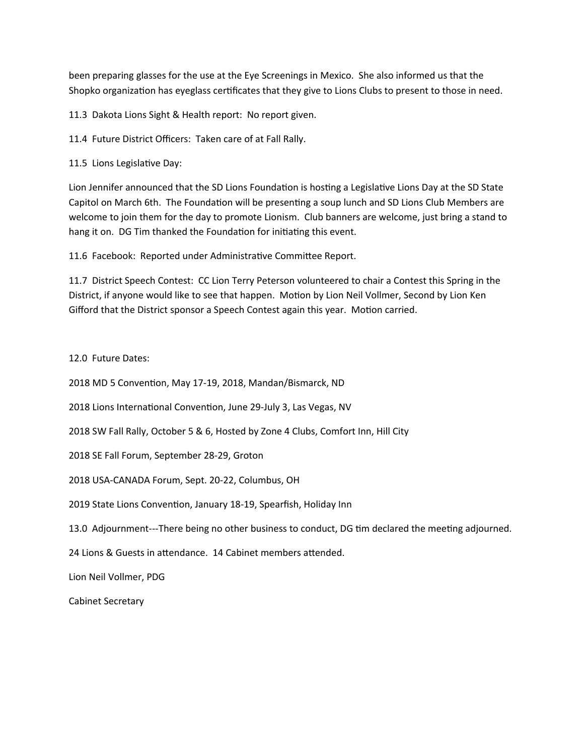been preparing glasses for the use at the Eye Screenings in Mexico. She also informed us that the Shopko organization has eyeglass certificates that they give to Lions Clubs to present to those in need.

11.3 Dakota Lions Sight & Health report: No report given.

11.4 Future District Officers: Taken care of at Fall Rally.

11.5 Lions Legislative Day:

Lion Jennifer announced that the SD Lions Foundation is hosting a Legislative Lions Day at the SD State Capitol on March 6th. The Foundation will be presenting a soup lunch and SD Lions Club Members are welcome to join them for the day to promote Lionism. Club banners are welcome, just bring a stand to hang it on. DG Tim thanked the Foundation for initiating this event.

11.6 Facebook: Reported under Administrative Committee Report.

11.7 District Speech Contest: CC Lion Terry Peterson volunteered to chair a Contest this Spring in the District, if anyone would like to see that happen. Motion by Lion Neil Vollmer, Second by Lion Ken Gifford that the District sponsor a Speech Contest again this year. Motion carried.

12.0 Future Dates:

2018 MD 5 Convention, May 17-19, 2018, Mandan/Bismarck, ND

2018 Lions International Convention, June 29-July 3, Las Vegas, NV

2018 SW Fall Rally, October 5 & 6, Hosted by Zone 4 Clubs, Comfort Inn, Hill City

2018 SE Fall Forum, September 28-29, Groton

2018 USA-CANADA Forum, Sept. 20-22, Columbus, OH

2019 State Lions Convention, January 18-19, Spearfish, Holiday Inn

13.0 Adjournment---There being no other business to conduct, DG tim declared the meeting adjourned.

24 Lions & Guests in attendance. 14 Cabinet members attended.

Lion Neil Vollmer, PDG

Cabinet Secretary